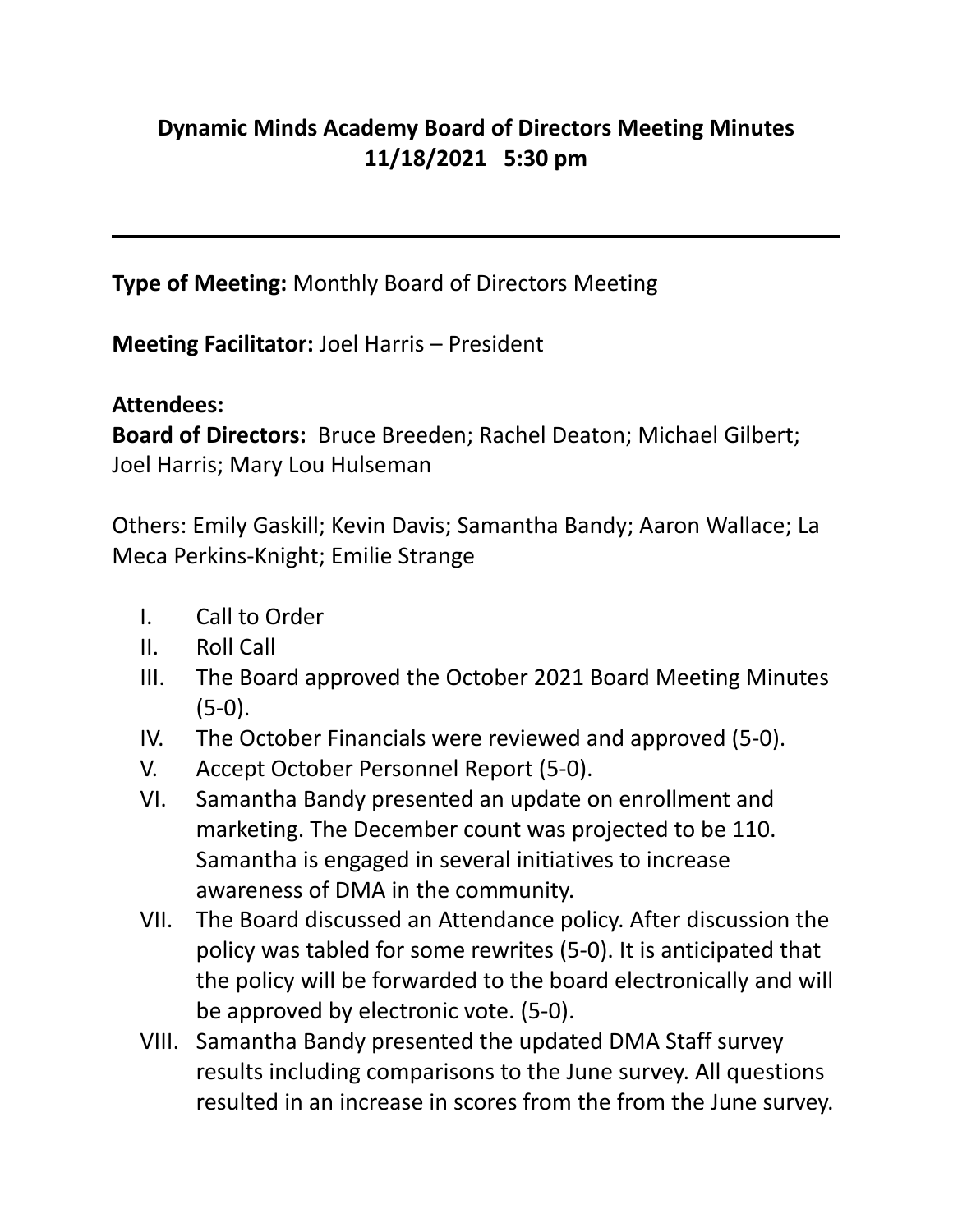# Dynamic Minds Academy Board of Directors Meeting Minutes
## 11/18/2021 5:30 pm

---

**Type of Meeting:** Monthly Board of Directors Meeting

**Meeting Facilitator:** Joel Harris – President

**Attendees:**

**Board of Directors:** Bruce Breeden; Rachel Deaton; Michael Gilbert; Joel Harris; Mary Lou Hulseman

Others: Emily Gaskill; Kevin Davis; Samantha Bandy; Aaron Wallace; La Meca Perkins-Knight; Emilie Strange

- I. Call to Order
- II. Roll Call
- III. The Board approved the October 2021 Board Meeting Minutes (5-0).
- IV. The October Financials were reviewed and approved (5-0).
- V. Accept October Personnel Report (5-0).
- VI. Samantha Bandy presented an update on enrollment and marketing. The December count was projected to be 110. Samantha is engaged in several initiatives to increase awareness of DMA in the community.
- VII. The Board discussed an Attendance policy. After discussion the policy was tabled for some rewrites (5-0). It is anticipated that the policy will be forwarded to the board electronically and will be approved by electronic vote. (5-0).
- VIII. Samantha Bandy presented the updated DMA Staff survey results including comparisons to the June survey. All questions resulted in an increase in scores from the from the June survey.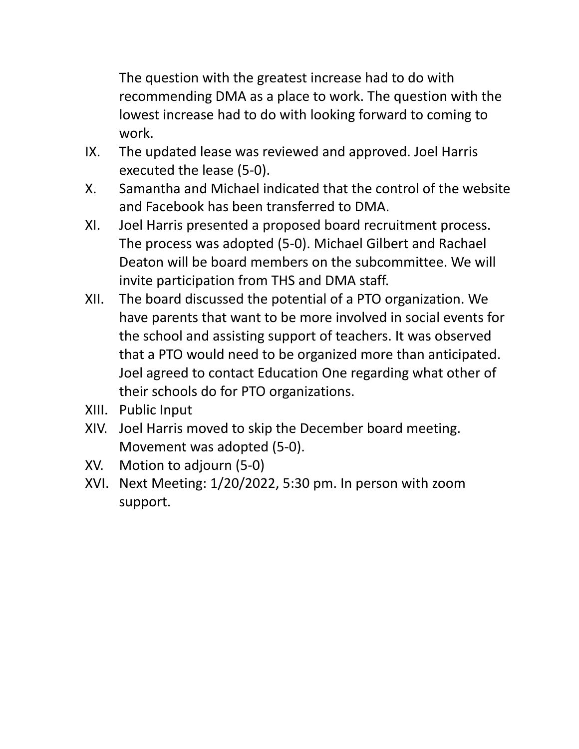The question with the greatest increase had to do with recommending DMA as a place to work. The question with the lowest increase had to do with looking forward to coming to work.

IX. The updated lease was reviewed and approved. Joel Harris executed the lease (5-0).

X. Samantha and Michael indicated that the control of the website and Facebook has been transferred to DMA.

XI. Joel Harris presented a proposed board recruitment process. The process was adopted (5-0). Michael Gilbert and Rachael Deaton will be board members on the subcommittee. We will invite participation from THS and DMA staff.

XII. The board discussed the potential of a PTO organization. We have parents that want to be more involved in social events for the school and assisting support of teachers. It was observed that a PTO would need to be organized more than anticipated. Joel agreed to contact Education One regarding what other of their schools do for PTO organizations.

XIII. Public Input

XIV. Joel Harris moved to skip the December board meeting. Movement was adopted (5-0).

XV. Motion to adjourn (5-0)

XVI. Next Meeting: 1/20/2022, 5:30 pm. In person with zoom support.